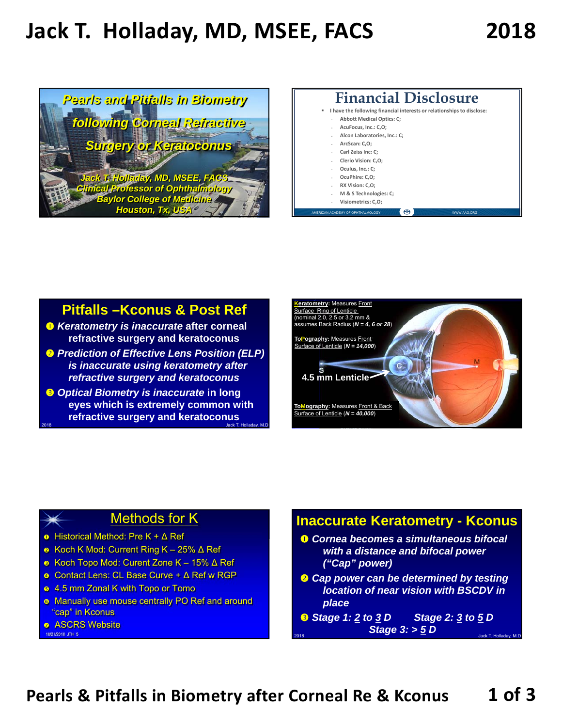# Pearls and Pitfalls in Biometry following Corneal Refractive Surgery or Keratoconus

Jack T. Holladay, MD, MSEE, FACS
Clinical Professor of Ophthalmology
Baylor College of Medicine
Houston, Tx, USA

## Financial Disclosure

- I have the following financial interests or relationships to disclose:
  - Abbott Medical Optics: C;
  - AcuFocus, Inc.: C,O;
  - Alcon Laboratories, Inc.: C;
  - ArcScan: C,O;
  - Carl Zeiss Inc: C;
  - Clerio Vision: C,O;
  - Oculus, Inc.: C;
  - OcuPhire: C,O;
  - RX Vision: C,O;
  - M & S Technologies: C;
  - Visiometrics: C,O;

AMERICAN ACADEMY OF OPHTHALMOLOGY — WWW.AAO.ORG

## Pitfalls –Kconus & Post Ref

1. ***Keratometry is inaccurate*** **after corneal refractive surgery and keratoconus**
2. ***Prediction of Effective Lens Position (ELP) is inaccurate using keratometry after refractive surgery and keratoconus***
3. ***Optical Biometry is inaccurate*** **in long eyes which is extremely common with refractive surgery and keratoconus**

**Keratometry:** Measures Front Surface Ring of Lenticle (nominal 2.0, 2.5 or 3.2 mm & assumes Back Radius (***N = 4, 6 or 28***)

**ToPography:** Measures Front Surface of Lenticle (***N = 14,000***)

**4.5 mm Lenticle**

**ToMography:** Measures Front & Back Surface of Lenticle (***N = 40,000***)

## Methods for K

1. Historical Method: Pre K + Δ Ref
2. Koch K Mod: Current Ring K – 25% Δ Ref
3. Koch Topo Mod: Curent Zone K – 15% Δ Ref
4. Contact Lens: CL Base Curve + Δ Ref w RGP
5. 4.5 mm Zonal K with Topo or Tomo
6. Manually use mouse centrally PO Ref and around "cap" in Kconus
7. ASCRS Website

## Inaccurate Keratometry - Kconus

1. ***Cornea becomes a simultaneous bifocal with a distance and bifocal power ("Cap" power)***
2. ***Cap power can be determined by testing location of near vision with BSCDV in place***
3. ***Stage 1: 2 to 3 D    Stage 2: 3 to 5 D    Stage 3: > 5 D***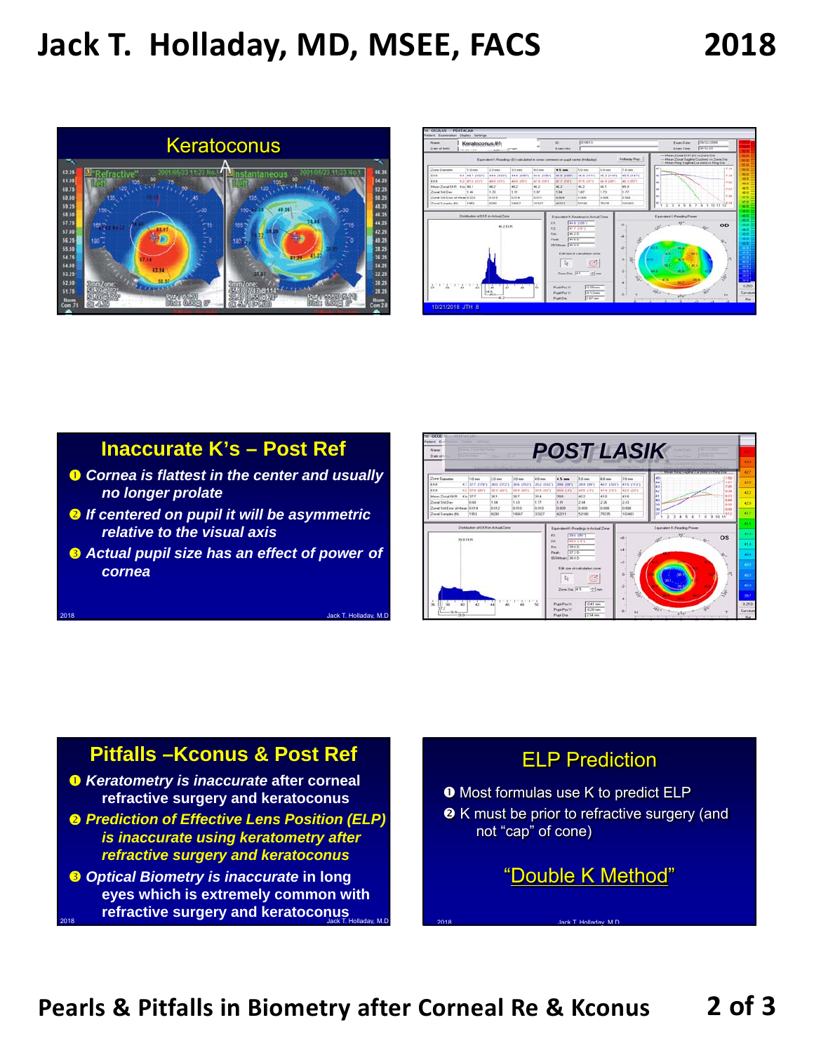## Keratoconus

## Inaccurate K's – Post Ref

1. *Cornea is flattest in the center and usually no longer prolate*
2. *If centered on pupil it will be asymmetric relative to the visual axis*
3. *Actual pupil size has an effect of power of cornea*

## POST LASIK

## Pitfalls –Kconus & Post Ref

1. ***Keratometry is inaccurate*** **after corneal refractive surgery and keratoconus**
2. ***Prediction of Effective Lens Position (ELP) is inaccurate using keratometry after refractive surgery and keratoconus***
3. ***Optical Biometry is inaccurate*** **in long eyes which is extremely common with refractive surgery and keratoconus**

## ELP Prediction

1. Most formulas use K to predict ELP
2. K must be prior to refractive surgery (and not "cap" of cone)

"Double K Method"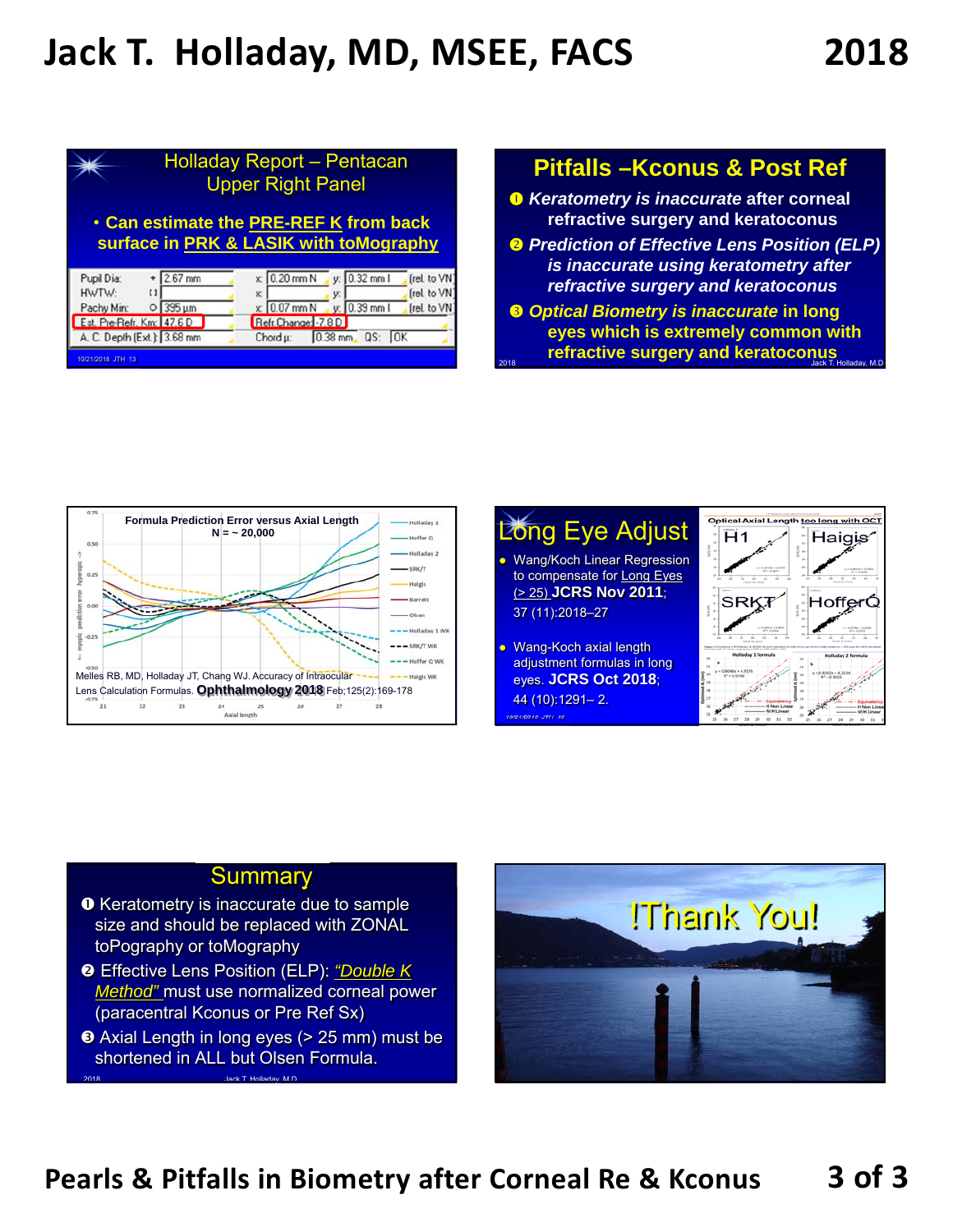## Holladay Report – Pentacan Upper Right Panel

- **Can estimate the PRE-REF K from back surface in PRK & LASIK with toMography**

| | | | | | |
|---|---|---|---|---|---|
| Pupil Dia: | 2.67 mm | x: 0.20 mm N | y: 0.32 mm I | (rel. to VN) | |
| HWTW: | | x: | y: | (rel. to VN) | |
| Pachy Min: | 395 µm | x: 0.07 mm N | y: 0.39 mm I | (rel. to VN) | |
| Est. Pre-Refr. Km: | 47.6 D | Refr.Change: -7.8 D | | | |
| A. C. Depth (Ext.): | 3.68 mm | Chord µ: | 0.38 mm | QS: | OK |

## Pitfalls –Kconus & Post Ref

❶ ***Keratometry is inaccurate* after corneal refractive surgery and keratoconus**

❷ ***Prediction of Effective Lens Position (ELP) is inaccurate using keratometry after refractive surgery and keratoconus***

❸ ***Optical Biometry is inaccurate* in long eyes which is extremely common with refractive surgery and keratoconus**

## Formula Prediction Error versus Axial Length

N = ~ 20,000

Holladay 1, Hoffer Q, Holladay 2, SRK/T, Haigis, Barrett, Olsen, Holladay 1 WK, SRK/T WK, Hoffer Q WK, Haigis WK

Melles RB, MD, Holladay JT, Chang WJ. Accuracy of Intraocular Lens Calculation Formulas. **Ophthalmology 2018** Feb;125(2):169-178

## Long Eye Adjust

- Wang/Koch Linear Regression to compensate for Long Eyes (> 25) **JCRS Nov 2011**; 37 (11):2018–27
- Wang-Koch axial length adjustment formulas in long eyes. **JCRS Oct 2018**; 44 (10):1291– 2.

Optical Axial Length too long with OCT

H1, Haigis, SRKT, HofferQ

## Summary

❶ Keratometry is inaccurate due to sample size and should be replaced with ZONAL toPography or toMography

❷ Effective Lens Position (ELP): *"Double K Method"* must use normalized corneal power (paracentral Kconus or Pre Ref Sx)

❸ Axial Length in long eyes (> 25 mm) must be shortened in ALL but Olsen Formula.

!Thank You!